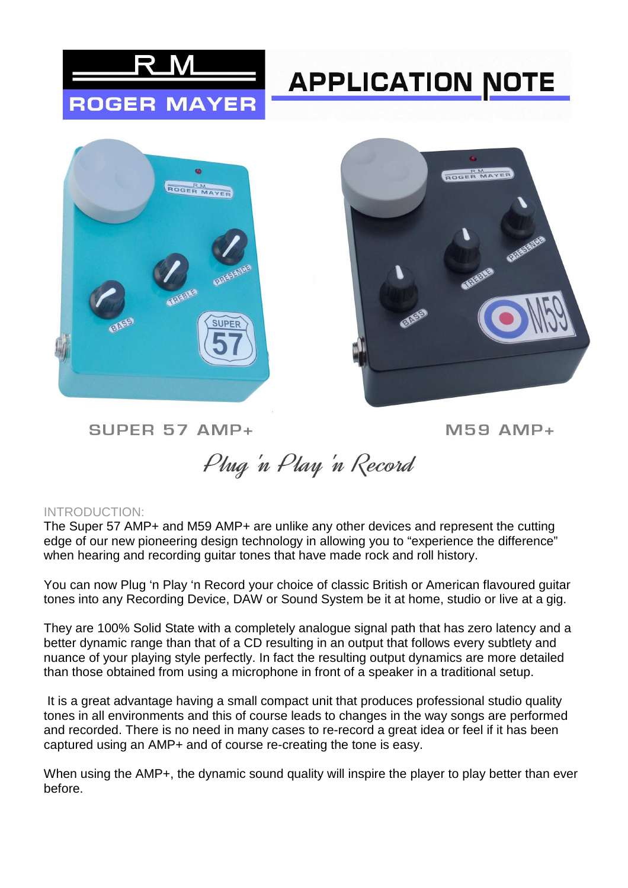RM

ROGER MAYER

# APPLICATION NOTE

SUPER 57 AMP+

M59 AMP+

*Plug 'n Play 'n Record*

## INTRODUCTION:

The Super 57 AMP+ and M59 AMP+ are unlike any other devices and represent the cutting edge of our new pioneering design technology in allowing you to "experience the difference" when hearing and recording guitar tones that have made rock and roll history.

You can now Plug 'n Play 'n Record your choice of classic British or American flavoured guitar tones into any Recording Device, DAW or Sound System be it at home, studio or live at a gig.

They are 100% Solid State with a completely analogue signal path that has zero latency and a better dynamic range than that of a CD resulting in an output that follows every subtlety and nuance of your playing style perfectly. In fact the resulting output dynamics are more detailed than those obtained from using a microphone in front of a speaker in a traditional setup.

It is a great advantage having a small compact unit that produces professional studio quality tones in all environments and this of course leads to changes in the way songs are performed and recorded. There is no need in many cases to re-record a great idea or feel if it has been captured using an AMP+ and of course re-creating the tone is easy.

When using the AMP+, the dynamic sound quality will inspire the player to play better than ever before.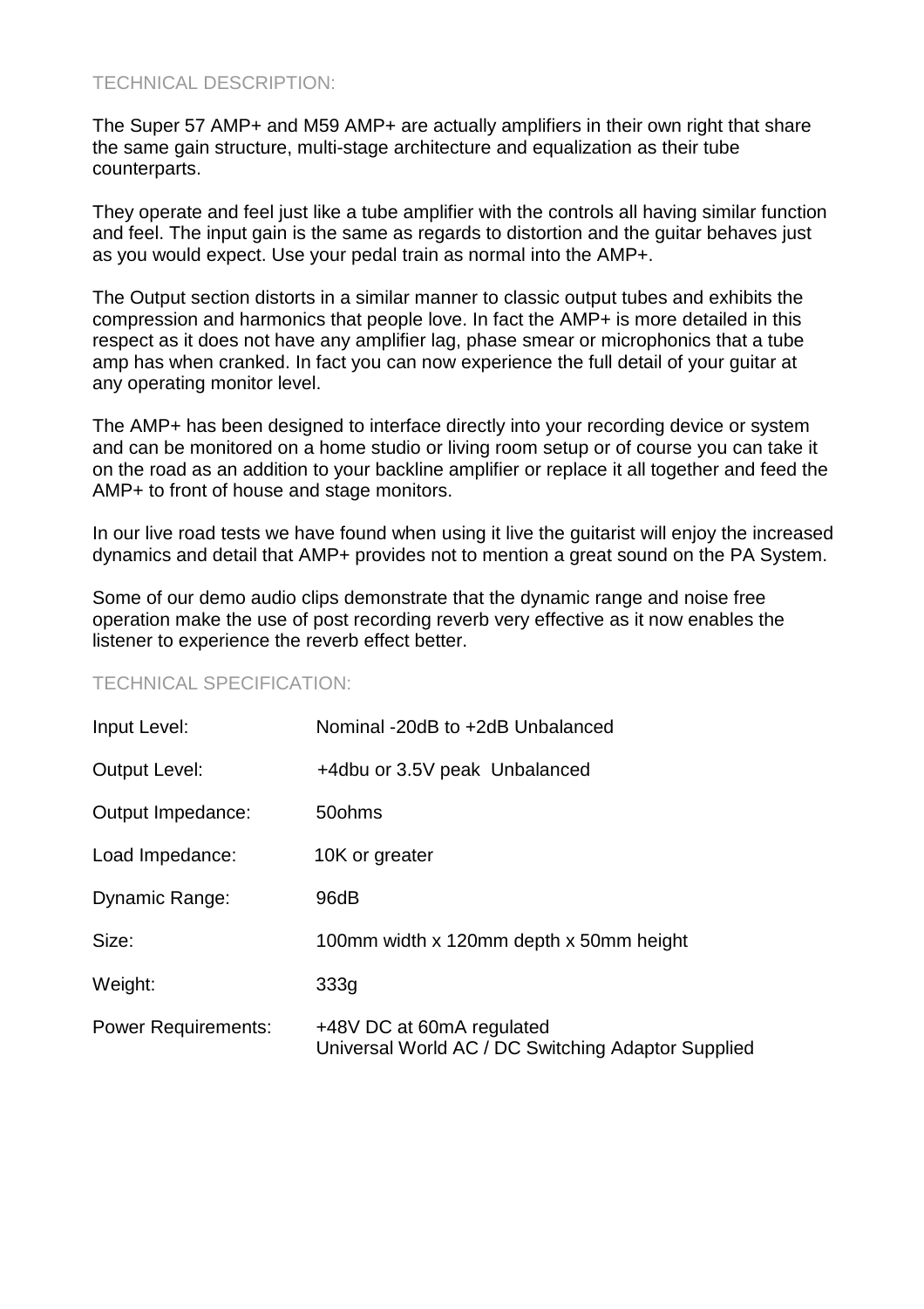## TECHNICAL DESCRIPTION:

The Super 57 AMP+ and M59 AMP+ are actually amplifiers in their own right that share the same gain structure, multi-stage architecture and equalization as their tube counterparts.

They operate and feel just like a tube amplifier with the controls all having similar function and feel. The input gain is the same as regards to distortion and the guitar behaves just as you would expect. Use your pedal train as normal into the AMP+.

The Output section distorts in a similar manner to classic output tubes and exhibits the compression and harmonics that people love. In fact the AMP+ is more detailed in this respect as it does not have any amplifier lag, phase smear or microphonics that a tube amp has when cranked. In fact you can now experience the full detail of your guitar at any operating monitor level.

The AMP+ has been designed to interface directly into your recording device or system and can be monitored on a home studio or living room setup or of course you can take it on the road as an addition to your backline amplifier or replace it all together and feed the AMP+ to front of house and stage monitors.

In our live road tests we have found when using it live the guitarist will enjoy the increased dynamics and detail that AMP+ provides not to mention a great sound on the PA System.

Some of our demo audio clips demonstrate that the dynamic range and noise free operation make the use of post recording reverb very effective as it now enables the listener to experience the reverb effect better.

## TECHNICAL SPECIFICATION:

| | |
|---|---|
| Input Level: | Nominal -20dB to +2dB Unbalanced |
| Output Level: | +4dbu or 3.5V peak Unbalanced |
| Output Impedance: | 50ohms |
| Load Impedance: | 10K or greater |
| Dynamic Range: | 96dB |
| Size: | 100mm width x 120mm depth x 50mm height |
| Weight: | 333g |
| Power Requirements: | +48V DC at 60mA regulated<br>Universal World AC / DC Switching Adaptor Supplied |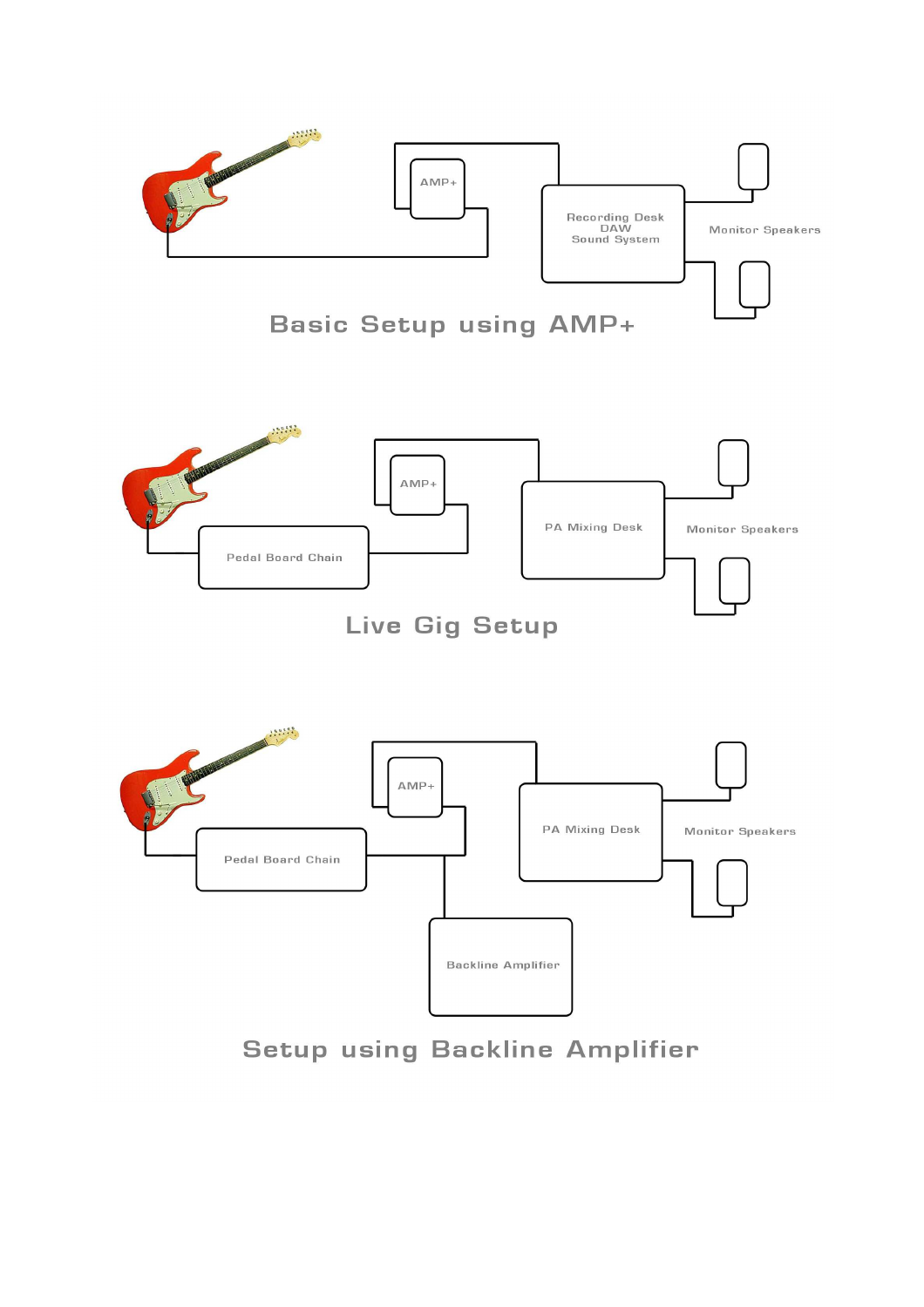AMP+

Recording Desk
DAW
Sound System

Monitor Speakers

## Basic Setup using AMP+

AMP+

Pedal Board Chain

PA Mixing Desk

Monitor Speakers

## Live Gig Setup

AMP+

Pedal Board Chain

PA Mixing Desk

Monitor Speakers

Backline Amplifier

## Setup using Backline Amplifier